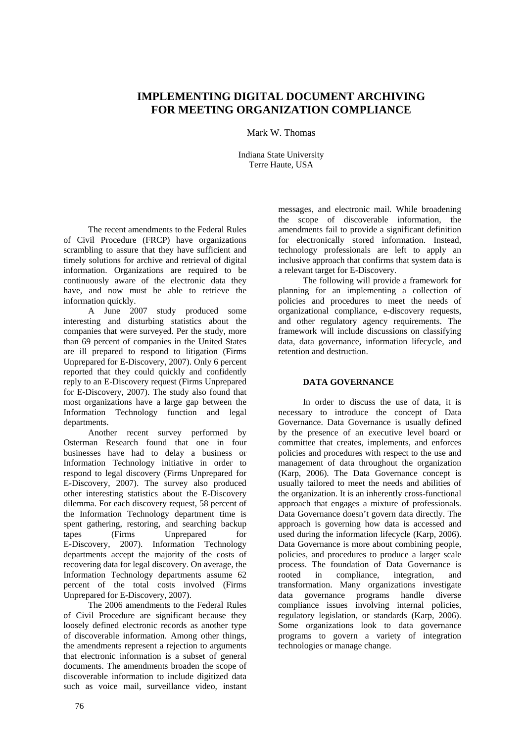# IMPLEMENTING DIGITAL DOCUMENT ARCHIVING FOR MEETING ORGANIZATION COMPLIANCE

Mark W. Thomas

Indiana State University
Terre Haute, USA

The recent amendments to the Federal Rules of Civil Procedure (FRCP) have organizations scrambling to assure that they have sufficient and timely solutions for archive and retrieval of digital information. Organizations are required to be continuously aware of the electronic data they have, and now must be able to retrieve the information quickly.

A June 2007 study produced some interesting and disturbing statistics about the companies that were surveyed. Per the study, more than 69 percent of companies in the United States are ill prepared to respond to litigation (Firms Unprepared for E-Discovery, 2007). Only 6 percent reported that they could quickly and confidently reply to an E-Discovery request (Firms Unprepared for E-Discovery, 2007). The study also found that most organizations have a large gap between the Information Technology function and legal departments.

Another recent survey performed by Osterman Research found that one in four businesses have had to delay a business or Information Technology initiative in order to respond to legal discovery (Firms Unprepared for E-Discovery, 2007). The survey also produced other interesting statistics about the E-Discovery dilemma. For each discovery request, 58 percent of the Information Technology department time is spent gathering, restoring, and searching backup tapes (Firms Unprepared for E-Discovery, 2007). Information Technology departments accept the majority of the costs of recovering data for legal discovery. On average, the Information Technology departments assume 62 percent of the total costs involved (Firms Unprepared for E-Discovery, 2007).

The 2006 amendments to the Federal Rules of Civil Procedure are significant because they loosely defined electronic records as another type of discoverable information. Among other things, the amendments represent a rejection to arguments that electronic information is a subset of general documents. The amendments broaden the scope of discoverable information to include digitized data such as voice mail, surveillance video, instant messages, and electronic mail. While broadening the scope of discoverable information, the amendments fail to provide a significant definition for electronically stored information. Instead, technology professionals are left to apply an inclusive approach that confirms that system data is a relevant target for E-Discovery.

The following will provide a framework for planning for an implementing a collection of policies and procedures to meet the needs of organizational compliance, e-discovery requests, and other regulatory agency requirements. The framework will include discussions on classifying data, data governance, information lifecycle, and retention and destruction.

## DATA GOVERNANCE

In order to discuss the use of data, it is necessary to introduce the concept of Data Governance. Data Governance is usually defined by the presence of an executive level board or committee that creates, implements, and enforces policies and procedures with respect to the use and management of data throughout the organization (Karp, 2006). The Data Governance concept is usually tailored to meet the needs and abilities of the organization. It is an inherently cross-functional approach that engages a mixture of professionals. Data Governance doesn't govern data directly. The approach is governing how data is accessed and used during the information lifecycle (Karp, 2006). Data Governance is more about combining people, policies, and procedures to produce a larger scale process. The foundation of Data Governance is rooted in compliance, integration, and transformation. Many organizations investigate data governance programs handle diverse compliance issues involving internal policies, regulatory legislation, or standards (Karp, 2006). Some organizations look to data governance programs to govern a variety of integration technologies or manage change.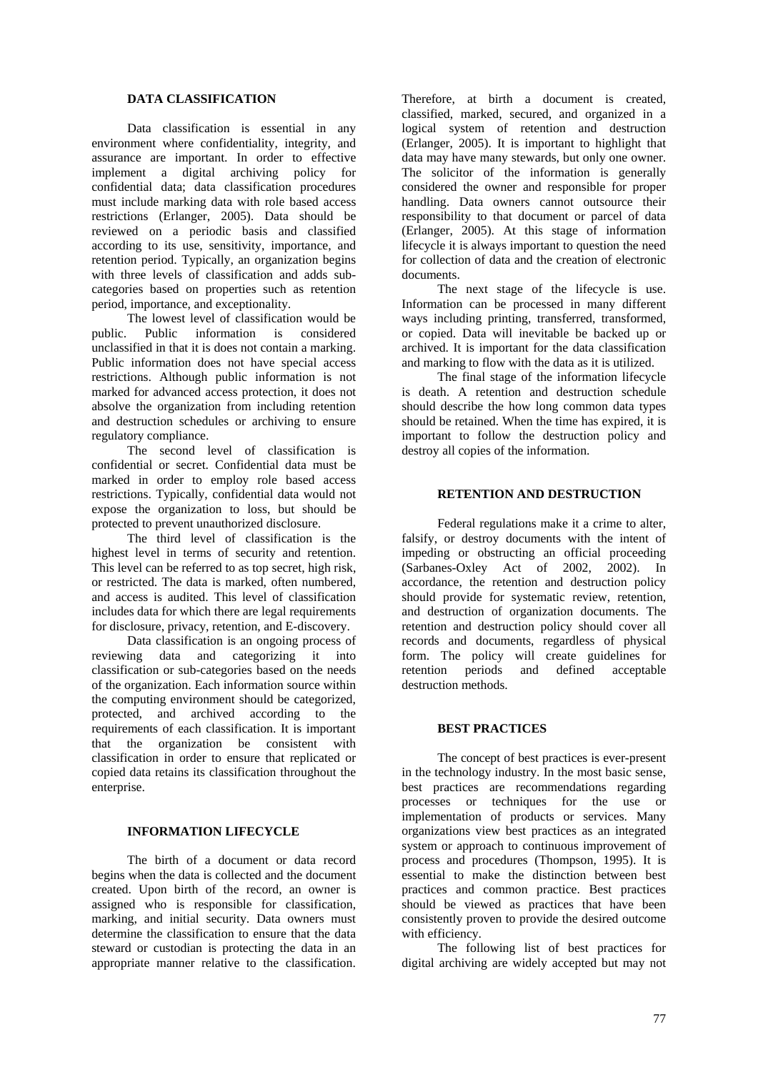## DATA CLASSIFICATION

Data classification is essential in any environment where confidentiality, integrity, and assurance are important. In order to effective implement a digital archiving policy for confidential data; data classification procedures must include marking data with role based access restrictions (Erlanger, 2005). Data should be reviewed on a periodic basis and classified according to its use, sensitivity, importance, and retention period. Typically, an organization begins with three levels of classification and adds sub-categories based on properties such as retention period, importance, and exceptionality.

The lowest level of classification would be public. Public information is considered unclassified in that it is does not contain a marking. Public information does not have special access restrictions. Although public information is not marked for advanced access protection, it does not absolve the organization from including retention and destruction schedules or archiving to ensure regulatory compliance.

The second level of classification is confidential or secret. Confidential data must be marked in order to employ role based access restrictions. Typically, confidential data would not expose the organization to loss, but should be protected to prevent unauthorized disclosure.

The third level of classification is the highest level in terms of security and retention. This level can be referred to as top secret, high risk, or restricted. The data is marked, often numbered, and access is audited. This level of classification includes data for which there are legal requirements for disclosure, privacy, retention, and E-discovery.

Data classification is an ongoing process of reviewing data and categorizing it into classification or sub-categories based on the needs of the organization. Each information source within the computing environment should be categorized, protected, and archived according to the requirements of each classification. It is important that the organization be consistent with classification in order to ensure that replicated or copied data retains its classification throughout the enterprise.

## INFORMATION LIFECYCLE

The birth of a document or data record begins when the data is collected and the document created. Upon birth of the record, an owner is assigned who is responsible for classification, marking, and initial security. Data owners must determine the classification to ensure that the data steward or custodian is protecting the data in an appropriate manner relative to the classification. Therefore, at birth a document is created, classified, marked, secured, and organized in a logical system of retention and destruction (Erlanger, 2005). It is important to highlight that data may have many stewards, but only one owner. The solicitor of the information is generally considered the owner and responsible for proper handling. Data owners cannot outsource their responsibility to that document or parcel of data (Erlanger, 2005). At this stage of information lifecycle it is always important to question the need for collection of data and the creation of electronic documents.

The next stage of the lifecycle is use. Information can be processed in many different ways including printing, transferred, transformed, or copied. Data will inevitable be backed up or archived. It is important for the data classification and marking to flow with the data as it is utilized.

The final stage of the information lifecycle is death. A retention and destruction schedule should describe the how long common data types should be retained. When the time has expired, it is important to follow the destruction policy and destroy all copies of the information.

## RETENTION AND DESTRUCTION

Federal regulations make it a crime to alter, falsify, or destroy documents with the intent of impeding or obstructing an official proceeding (Sarbanes-Oxley Act of 2002, 2002). In accordance, the retention and destruction policy should provide for systematic review, retention, and destruction of organization documents. The retention and destruction policy should cover all records and documents, regardless of physical form. The policy will create guidelines for retention periods and defined acceptable destruction methods.

## BEST PRACTICES

The concept of best practices is ever-present in the technology industry. In the most basic sense, best practices are recommendations regarding processes or techniques for the use or implementation of products or services. Many organizations view best practices as an integrated system or approach to continuous improvement of process and procedures (Thompson, 1995). It is essential to make the distinction between best practices and common practice. Best practices should be viewed as practices that have been consistently proven to provide the desired outcome with efficiency.

The following list of best practices for digital archiving are widely accepted but may not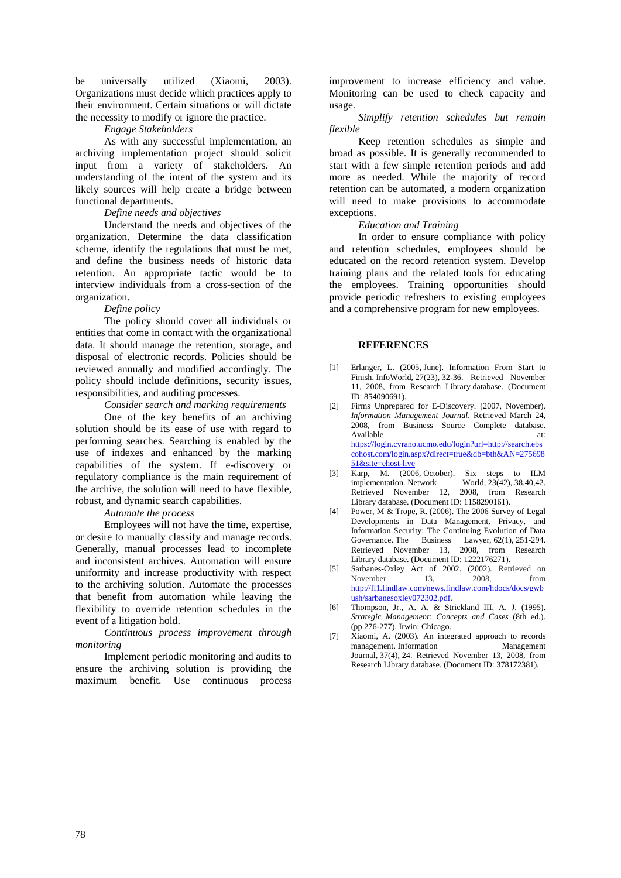be universally utilized (Xiaomi, 2003). Organizations must decide which practices apply to their environment. Certain situations or will dictate the necessity to modify or ignore the practice.

*Engage Stakeholders*

As with any successful implementation, an archiving implementation project should solicit input from a variety of stakeholders. An understanding of the intent of the system and its likely sources will help create a bridge between functional departments.

*Define needs and objectives*

Understand the needs and objectives of the organization. Determine the data classification scheme, identify the regulations that must be met, and define the business needs of historic data retention. An appropriate tactic would be to interview individuals from a cross-section of the organization.

*Define policy*

The policy should cover all individuals or entities that come in contact with the organizational data. It should manage the retention, storage, and disposal of electronic records. Policies should be reviewed annually and modified accordingly. The policy should include definitions, security issues, responsibilities, and auditing processes.

*Consider search and marking requirements*

One of the key benefits of an archiving solution should be its ease of use with regard to performing searches. Searching is enabled by the use of indexes and enhanced by the marking capabilities of the system. If e-discovery or regulatory compliance is the main requirement of the archive, the solution will need to have flexible, robust, and dynamic search capabilities.

*Automate the process*

Employees will not have the time, expertise, or desire to manually classify and manage records. Generally, manual processes lead to incomplete and inconsistent archives. Automation will ensure uniformity and increase productivity with respect to the archiving solution. Automate the processes that benefit from automation while leaving the flexibility to override retention schedules in the event of a litigation hold.

*Continuous process improvement through monitoring*

Implement periodic monitoring and audits to ensure the archiving solution is providing the maximum benefit. Use continuous process improvement to increase efficiency and value. Monitoring can be used to check capacity and usage.

*Simplify retention schedules but remain flexible*

Keep retention schedules as simple and broad as possible. It is generally recommended to start with a few simple retention periods and add more as needed. While the majority of record retention can be automated, a modern organization will need to make provisions to accommodate exceptions.

*Education and Training*

In order to ensure compliance with policy and retention schedules, employees should be educated on the record retention system. Develop training plans and the related tools for educating the employees. Training opportunities should provide periodic refreshers to existing employees and a comprehensive program for new employees.

## REFERENCES

[1] Erlanger, L. (2005, June). Information From Start to Finish. InfoWorld, 27(23), 32-36. Retrieved November 11, 2008, from Research Library database. (Document ID: 854090691).

[2] Firms Unprepared for E-Discovery. (2007, November). *Information Management Journal*. Retrieved March 24, 2008, from Business Source Complete database. Available at: https://login.cyrano.ucmo.edu/login?url=http://search.ebscohost.com/login.aspx?direct=true&db=bth&AN=27569851&site=ehost-live

[3] Karp, M. (2006, October). Six steps to ILM implementation. Network World, 23(42), 38,40,42. Retrieved November 12, 2008, from Research Library database. (Document ID: 1158290161).

[4] Power, M & Trope, R. (2006). The 2006 Survey of Legal Developments in Data Management, Privacy, and Information Security: The Continuing Evolution of Data Governance. The Business Lawyer, 62(1), 251-294. Retrieved November 13, 2008, from Research Library database. (Document ID: 1222176271).

[5] Sarbanes-Oxley Act of 2002. (2002). Retrieved on November 13, 2008, from http://fl1.findlaw.com/news.findlaw.com/hdocs/docs/gwbush/sarbanesoxley072302.pdf.

[6] Thompson, Jr., A. A. & Strickland III, A. J. (1995). *Strategic Management: Concepts and Cases* (8th ed.). (pp.276-277). Irwin: Chicago.

[7] Xiaomi, A. (2003). An integrated approach to records management. Information Management Journal, 37(4), 24. Retrieved November 13, 2008, from Research Library database. (Document ID: 378172381).